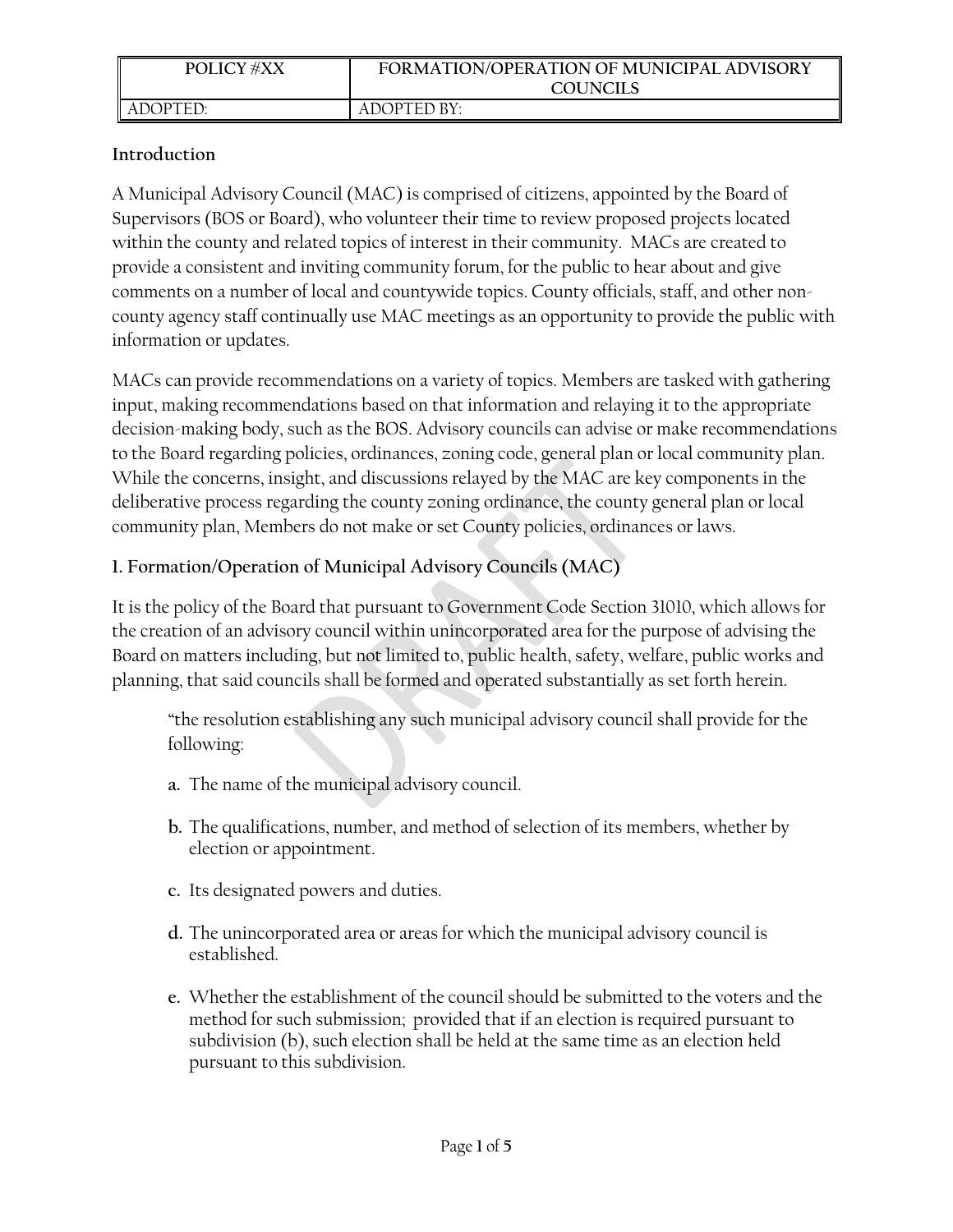| POLICY #XX | FORMATION/OPERATION OF MUNICIPAL ADVISORY COUNCILS |
| --- | --- |
| ADOPTED: | ADOPTED BY: |

**Introduction**

A Municipal Advisory Council (MAC) is comprised of citizens, appointed by the Board of Supervisors (BOS or Board), who volunteer their time to review proposed projects located within the county and related topics of interest in their community. MACs are created to provide a consistent and inviting community forum, for the public to hear about and give comments on a number of local and countywide topics. County officials, staff, and other non-county agency staff continually use MAC meetings as an opportunity to provide the public with information or updates.

MACs can provide recommendations on a variety of topics. Members are tasked with gathering input, making recommendations based on that information and relaying it to the appropriate decision-making body, such as the BOS. Advisory councils can advise or make recommendations to the Board regarding policies, ordinances, zoning code, general plan or local community plan. While the concerns, insight, and discussions relayed by the MAC are key components in the deliberative process regarding the county zoning ordinance, the county general plan or local community plan, Members do not make or set County policies, ordinances or laws.

**1. Formation/Operation of Municipal Advisory Councils (MAC)**

It is the policy of the Board that pursuant to Government Code Section 31010, which allows for the creation of an advisory council within unincorporated area for the purpose of advising the Board on matters including, but not limited to, public health, safety, welfare, public works and planning, that said councils shall be formed and operated substantially as set forth herein.

> "the resolution establishing any such municipal advisory council shall provide for the following:
>
> **a.** The name of the municipal advisory council.
>
> **b.** The qualifications, number, and method of selection of its members, whether by election or appointment.
>
> **c.** Its designated powers and duties.
>
> **d.** The unincorporated area or areas for which the municipal advisory council is established.
>
> **e.** Whether the establishment of the council should be submitted to the voters and the method for such submission; provided that if an election is required pursuant to subdivision (b), such election shall be held at the same time as an election held pursuant to this subdivision.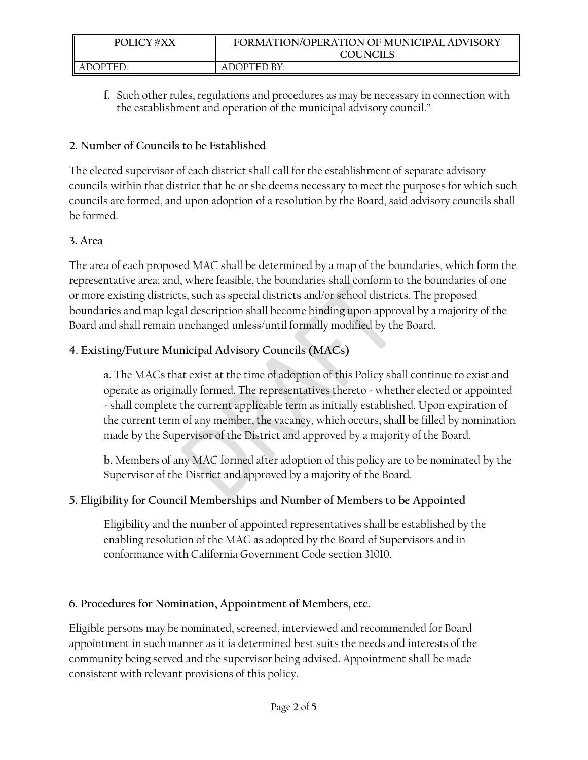f. Such other rules, regulations and procedures as may be necessary in connection with the establishment and operation of the municipal advisory council."

## 2. Number of Councils to be Established

The elected supervisor of each district shall call for the establishment of separate advisory councils within that district that he or she deems necessary to meet the purposes for which such councils are formed, and upon adoption of a resolution by the Board, said advisory councils shall be formed.

## 3. Area

The area of each proposed MAC shall be determined by a map of the boundaries, which form the representative area; and, where feasible, the boundaries shall conform to the boundaries of one or more existing districts, such as special districts and/or school districts. The proposed boundaries and map legal description shall become binding upon approval by a majority of the Board and shall remain unchanged unless/until formally modified by the Board.

## 4. Existing/Future Municipal Advisory Councils (MACs)

**a.** The MACs that exist at the time of adoption of this Policy shall continue to exist and operate as originally formed. The representatives thereto - whether elected or appointed - shall complete the current applicable term as initially established. Upon expiration of the current term of any member, the vacancy, which occurs, shall be filled by nomination made by the Supervisor of the District and approved by a majority of the Board.

**b.** Members of any MAC formed after adoption of this policy are to be nominated by the Supervisor of the District and approved by a majority of the Board.

## 5. Eligibility for Council Memberships and Number of Members to be Appointed

Eligibility and the number of appointed representatives shall be established by the enabling resolution of the MAC as adopted by the Board of Supervisors and in conformance with California Government Code section 31010.

## 6. Procedures for Nomination, Appointment of Members, etc.

Eligible persons may be nominated, screened, interviewed and recommended for Board appointment in such manner as it is determined best suits the needs and interests of the community being served and the supervisor being advised. Appointment shall be made consistent with relevant provisions of this policy.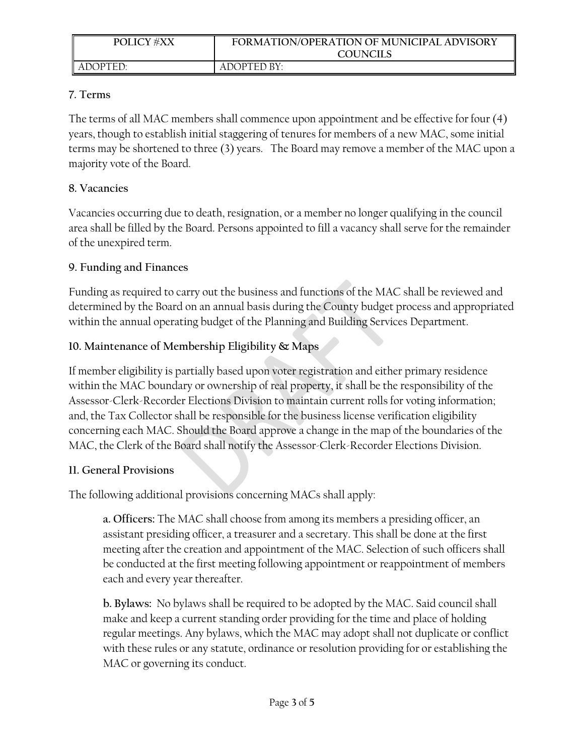### 7. Terms

The terms of all MAC members shall commence upon appointment and be effective for four (4) years, though to establish initial staggering of tenures for members of a new MAC, some initial terms may be shortened to three (3) years. The Board may remove a member of the MAC upon a majority vote of the Board.

### 8. Vacancies

Vacancies occurring due to death, resignation, or a member no longer qualifying in the council area shall be filled by the Board. Persons appointed to fill a vacancy shall serve for the remainder of the unexpired term.

### 9. Funding and Finances

Funding as required to carry out the business and functions of the MAC shall be reviewed and determined by the Board on an annual basis during the County budget process and appropriated within the annual operating budget of the Planning and Building Services Department.

### 10. Maintenance of Membership Eligibility & Maps

If member eligibility is partially based upon voter registration and either primary residence within the MAC boundary or ownership of real property, it shall be the responsibility of the Assessor-Clerk-Recorder Elections Division to maintain current rolls for voting information; and, the Tax Collector shall be responsible for the business license verification eligibility concerning each MAC. Should the Board approve a change in the map of the boundaries of the MAC, the Clerk of the Board shall notify the Assessor-Clerk-Recorder Elections Division.

### 11. General Provisions

The following additional provisions concerning MACs shall apply:

**a. Officers:** The MAC shall choose from among its members a presiding officer, an assistant presiding officer, a treasurer and a secretary. This shall be done at the first meeting after the creation and appointment of the MAC. Selection of such officers shall be conducted at the first meeting following appointment or reappointment of members each and every year thereafter.

**b. Bylaws:** No bylaws shall be required to be adopted by the MAC. Said council shall make and keep a current standing order providing for the time and place of holding regular meetings. Any bylaws, which the MAC may adopt shall not duplicate or conflict with these rules or any statute, ordinance or resolution providing for or establishing the MAC or governing its conduct.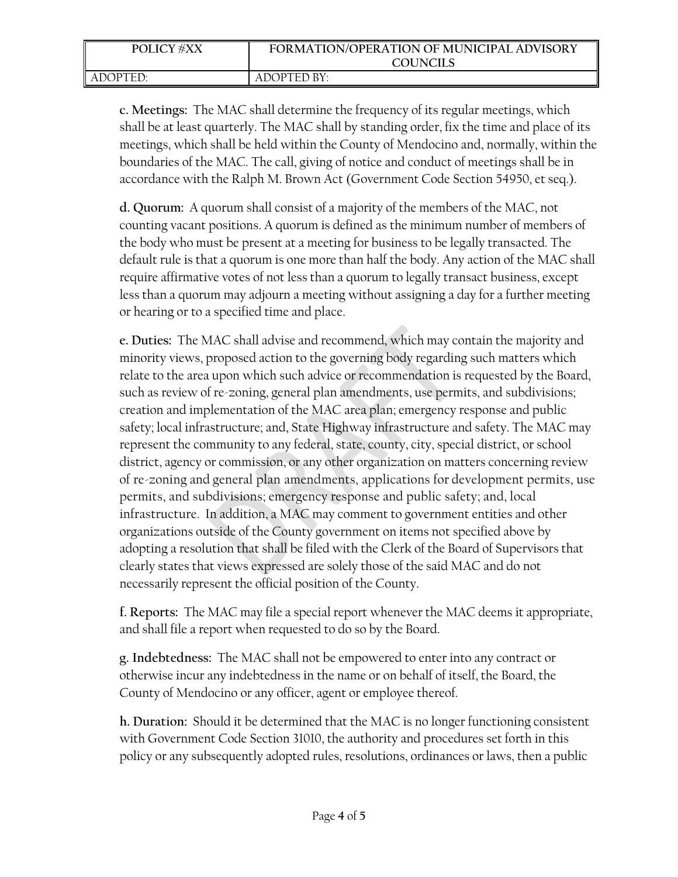**c. Meetings:** The MAC shall determine the frequency of its regular meetings, which shall be at least quarterly. The MAC shall by standing order, fix the time and place of its meetings, which shall be held within the County of Mendocino and, normally, within the boundaries of the MAC. The call, giving of notice and conduct of meetings shall be in accordance with the Ralph M. Brown Act (Government Code Section 54950, et seq.).

**d. Quorum:** A quorum shall consist of a majority of the members of the MAC, not counting vacant positions. A quorum is defined as the minimum number of members of the body who must be present at a meeting for business to be legally transacted. The default rule is that a quorum is one more than half the body. Any action of the MAC shall require affirmative votes of not less than a quorum to legally transact business, except less than a quorum may adjourn a meeting without assigning a day for a further meeting or hearing or to a specified time and place.

**e. Duties:** The MAC shall advise and recommend, which may contain the majority and minority views, proposed action to the governing body regarding such matters which relate to the area upon which such advice or recommendation is requested by the Board, such as review of re-zoning, general plan amendments, use permits, and subdivisions; creation and implementation of the MAC area plan; emergency response and public safety; local infrastructure; and, State Highway infrastructure and safety. The MAC may represent the community to any federal, state, county, city, special district, or school district, agency or commission, or any other organization on matters concerning review of re-zoning and general plan amendments, applications for development permits, use permits, and subdivisions; emergency response and public safety; and, local infrastructure. In addition, a MAC may comment to government entities and other organizations outside of the County government on items not specified above by adopting a resolution that shall be filed with the Clerk of the Board of Supervisors that clearly states that views expressed are solely those of the said MAC and do not necessarily represent the official position of the County.

**f. Reports:** The MAC may file a special report whenever the MAC deems it appropriate, and shall file a report when requested to do so by the Board.

**g. Indebtedness:** The MAC shall not be empowered to enter into any contract or otherwise incur any indebtedness in the name or on behalf of itself, the Board, the County of Mendocino or any officer, agent or employee thereof.

**h. Duration:** Should it be determined that the MAC is no longer functioning consistent with Government Code Section 31010, the authority and procedures set forth in this policy or any subsequently adopted rules, resolutions, ordinances or laws, then a public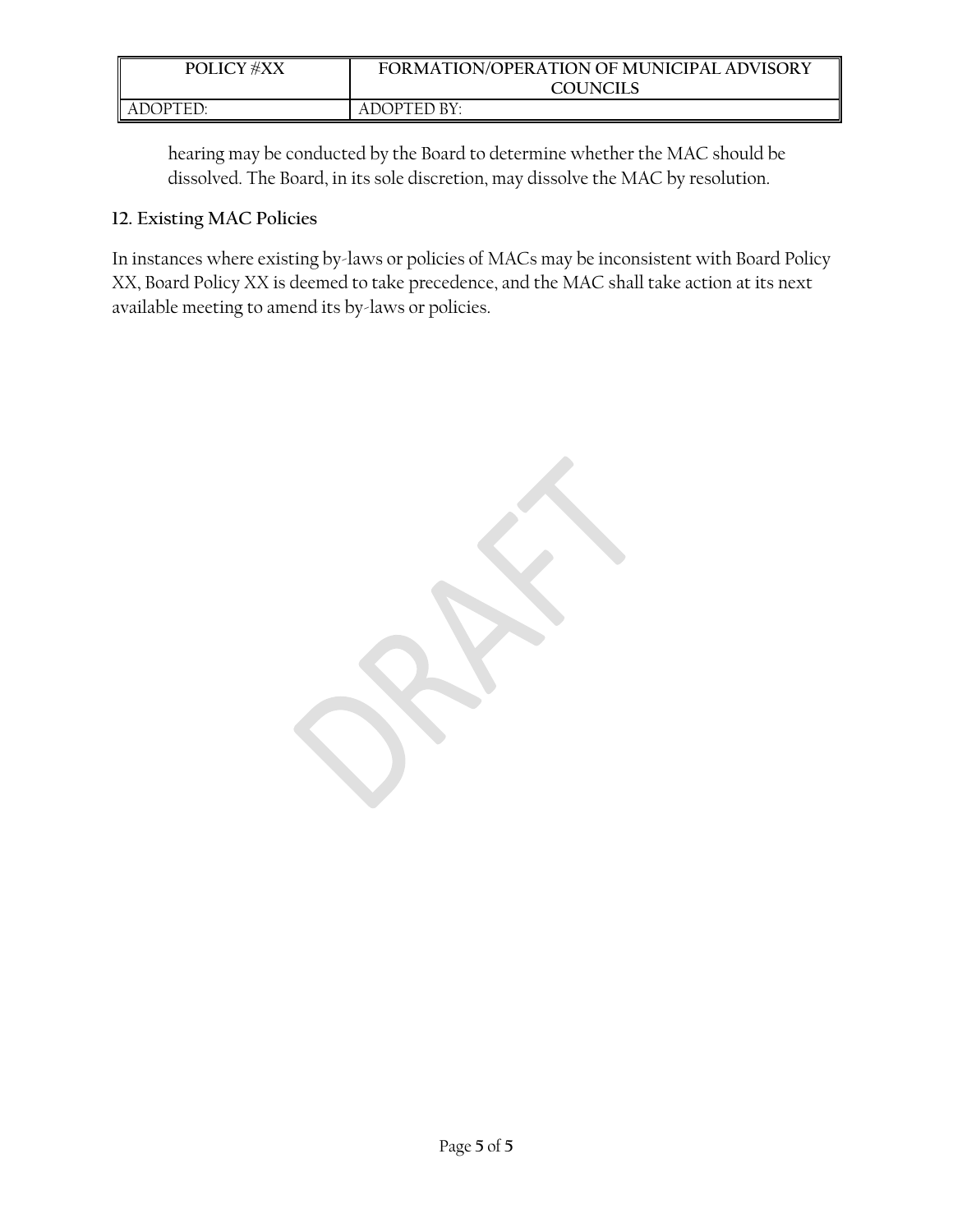hearing may be conducted by the Board to determine whether the MAC should be dissolved. The Board, in its sole discretion, may dissolve the MAC by resolution.

### 12. Existing MAC Policies

In instances where existing by-laws or policies of MACs may be inconsistent with Board Policy XX, Board Policy XX is deemed to take precedence, and the MAC shall take action at its next available meeting to amend its by-laws or policies.